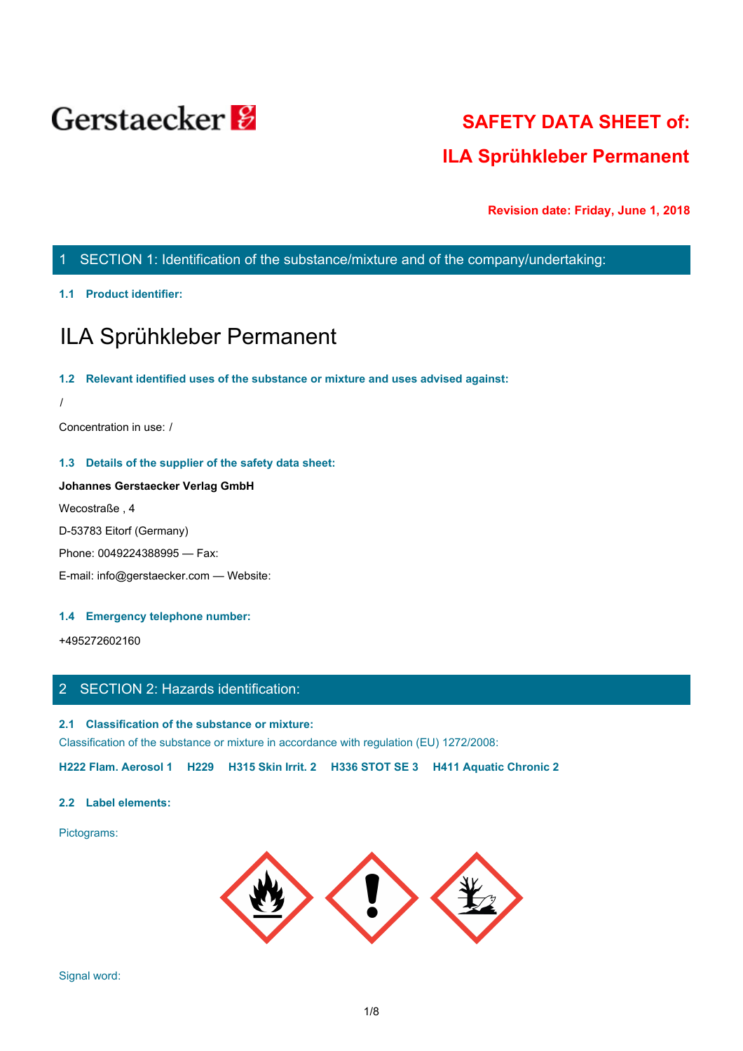Gerstaecker

# SAFETY DATA SHEET of:

# ILA Sprühkleber Permanent

**Revision date: Friday, June 1, 2018**

## 1 SECTION 1: Identification of the substance/mixture and of the company/undertaking:

### 1.1 Product identifier:

ILA Sprühkleber Permanent

### 1.2 Relevant identified uses of the substance or mixture and uses advised against:

/

Concentration in use: /

### 1.3 Details of the supplier of the safety data sheet:

**Johannes Gerstaecker Verlag GmbH**

Wecostraße , 4

D-53783 Eitorf (Germany)

Phone: 0049224388995 — Fax:

E-mail: info@gerstaecker.com — Website:

### 1.4 Emergency telephone number:

+495272602160

## 2 SECTION 2: Hazards identification:

### 2.1 Classification of the substance or mixture:

Classification of the substance or mixture in accordance with regulation (EU) 1272/2008:

**H222 Flam. Aerosol 1  H229  H315 Skin Irrit. 2  H336 STOT SE 3  H411 Aquatic Chronic 2**

### 2.2 Label elements:

Pictograms:

Signal word: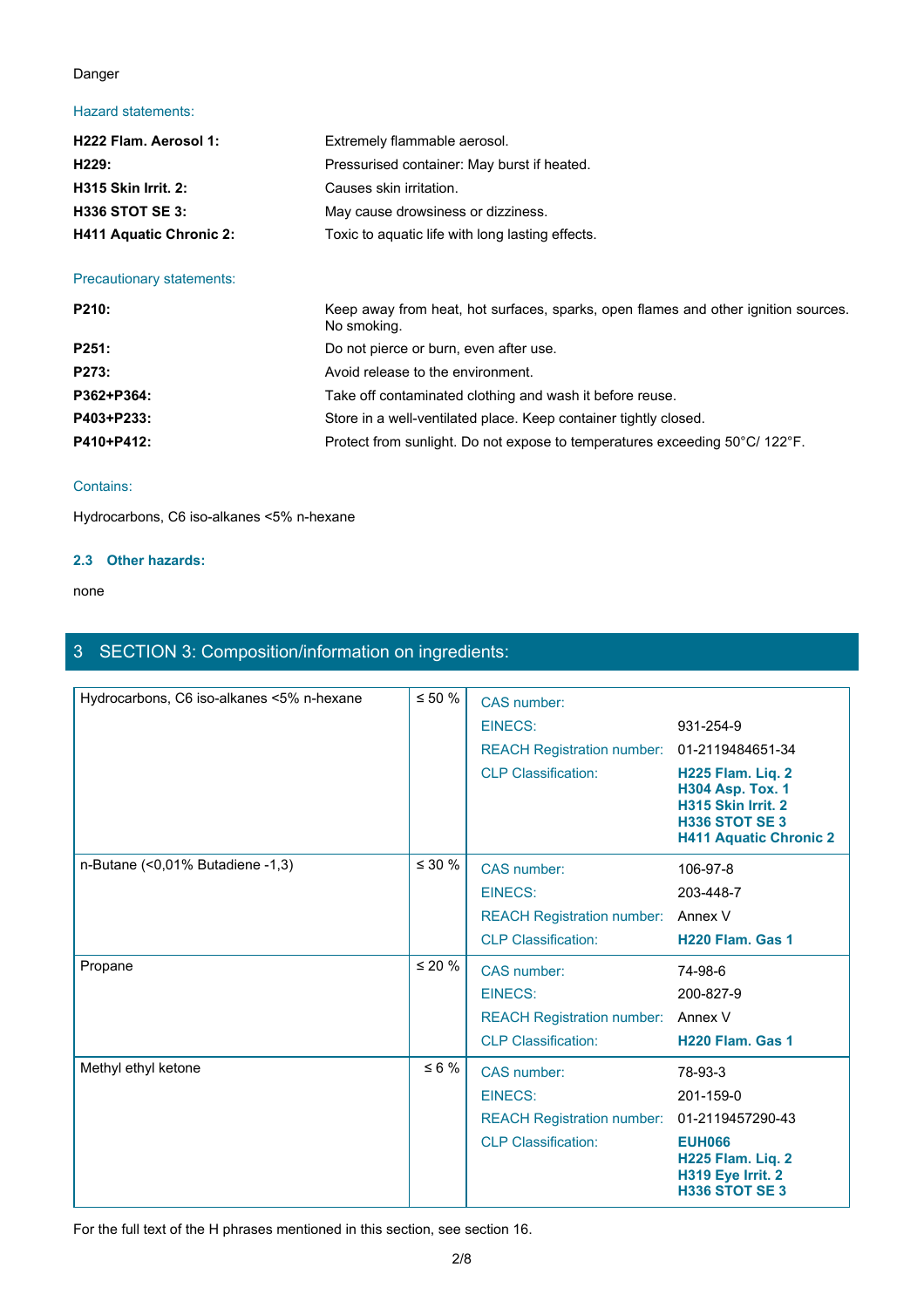Danger

Hazard statements:

| | |
|---|---|
| **H222 Flam. Aerosol 1:** | Extremely flammable aerosol. |
| **H229:** | Pressurised container: May burst if heated. |
| **H315 Skin Irrit. 2:** | Causes skin irritation. |
| **H336 STOT SE 3:** | May cause drowsiness or dizziness. |
| **H411 Aquatic Chronic 2:** | Toxic to aquatic life with long lasting effects. |

Precautionary statements:

| | |
|---|---|
| **P210:** | Keep away from heat, hot surfaces, sparks, open flames and other ignition sources. No smoking. |
| **P251:** | Do not pierce or burn, even after use. |
| **P273:** | Avoid release to the environment. |
| **P362+P364:** | Take off contaminated clothing and wash it before reuse. |
| **P403+P233:** | Store in a well-ventilated place. Keep container tightly closed. |
| **P410+P412:** | Protect from sunlight. Do not expose to temperatures exceeding 50°C/ 122°F. |

Contains:

Hydrocarbons, C6 iso-alkanes <5% n-hexane

### 2.3 Other hazards:

none

## 3 SECTION 3: Composition/information on ingredients:

| Substance | Concentration | | |
|---|---|---|---|
| Hydrocarbons, C6 iso-alkanes <5% n-hexane | ≤ 50 % | CAS number: | |
| | | EINECS: | 931-254-9 |
| | | REACH Registration number: | 01-2119484651-34 |
| | | CLP Classification: | **H225 Flam. Liq. 2**<br>**H304 Asp. Tox. 1**<br>**H315 Skin Irrit. 2**<br>**H336 STOT SE 3**<br>**H411 Aquatic Chronic 2** |
| n-Butane (<0,01% Butadiene -1,3) | ≤ 30 % | CAS number: | 106-97-8 |
| | | EINECS: | 203-448-7 |
| | | REACH Registration number: | Annex V |
| | | CLP Classification: | **H220 Flam. Gas 1** |
| Propane | ≤ 20 % | CAS number: | 74-98-6 |
| | | EINECS: | 200-827-9 |
| | | REACH Registration number: | Annex V |
| | | CLP Classification: | **H220 Flam. Gas 1** |
| Methyl ethyl ketone | ≤ 6 % | CAS number: | 78-93-3 |
| | | EINECS: | 201-159-0 |
| | | REACH Registration number: | 01-2119457290-43 |
| | | CLP Classification: | **EUH066**<br>**H225 Flam. Liq. 2**<br>**H319 Eye Irrit. 2**<br>**H336 STOT SE 3** |

For the full text of the H phrases mentioned in this section, see section 16.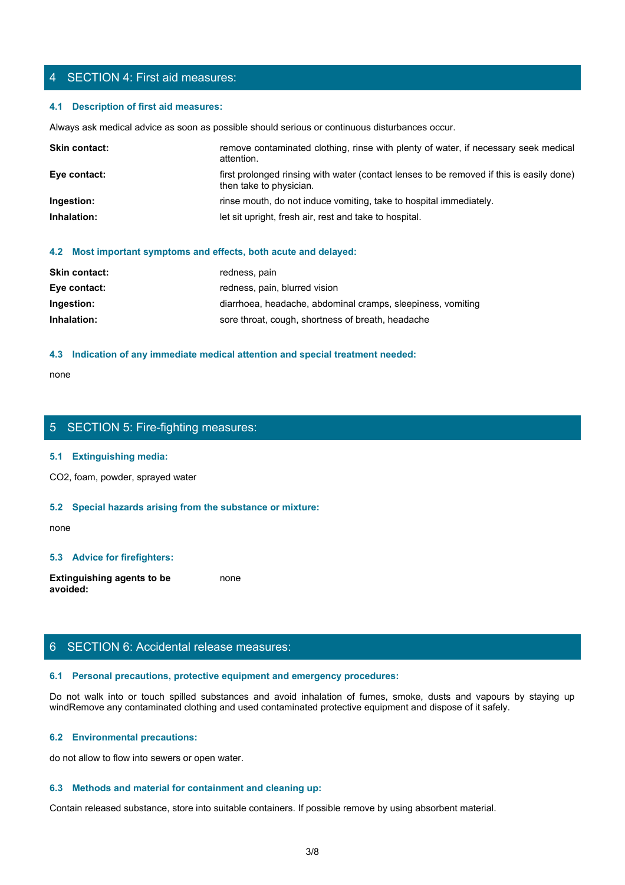## 4 SECTION 4: First aid measures:

### 4.1 Description of first aid measures:

Always ask medical advice as soon as possible should serious or continuous disturbances occur.

| | |
|---|---|
| **Skin contact:** | remove contaminated clothing, rinse with plenty of water, if necessary seek medical attention. |
| **Eye contact:** | first prolonged rinsing with water (contact lenses to be removed if this is easily done) then take to physician. |
| **Ingestion:** | rinse mouth, do not induce vomiting, take to hospital immediately. |
| **Inhalation:** | let sit upright, fresh air, rest and take to hospital. |

### 4.2 Most important symptoms and effects, both acute and delayed:

| | |
|---|---|
| **Skin contact:** | redness, pain |
| **Eye contact:** | redness, pain, blurred vision |
| **Ingestion:** | diarrhoea, headache, abdominal cramps, sleepiness, vomiting |
| **Inhalation:** | sore throat, cough, shortness of breath, headache |

### 4.3 Indication of any immediate medical attention and special treatment needed:

none

## 5 SECTION 5: Fire-fighting measures:

### 5.1 Extinguishing media:

$CO_2$, foam, powder, sprayed water

### 5.2 Special hazards arising from the substance or mixture:

none

### 5.3 Advice for firefighters:

| | |
|---|---|
| **Extinguishing agents to be avoided:** | none |

## 6 SECTION 6: Accidental release measures:

### 6.1 Personal precautions, protective equipment and emergency procedures:

Do not walk into or touch spilled substances and avoid inhalation of fumes, smoke, dusts and vapours by staying up windRemove any contaminated clothing and used contaminated protective equipment and dispose of it safely.

### 6.2 Environmental precautions:

do not allow to flow into sewers or open water.

### 6.3 Methods and material for containment and cleaning up:

Contain released substance, store into suitable containers. If possible remove by using absorbent material.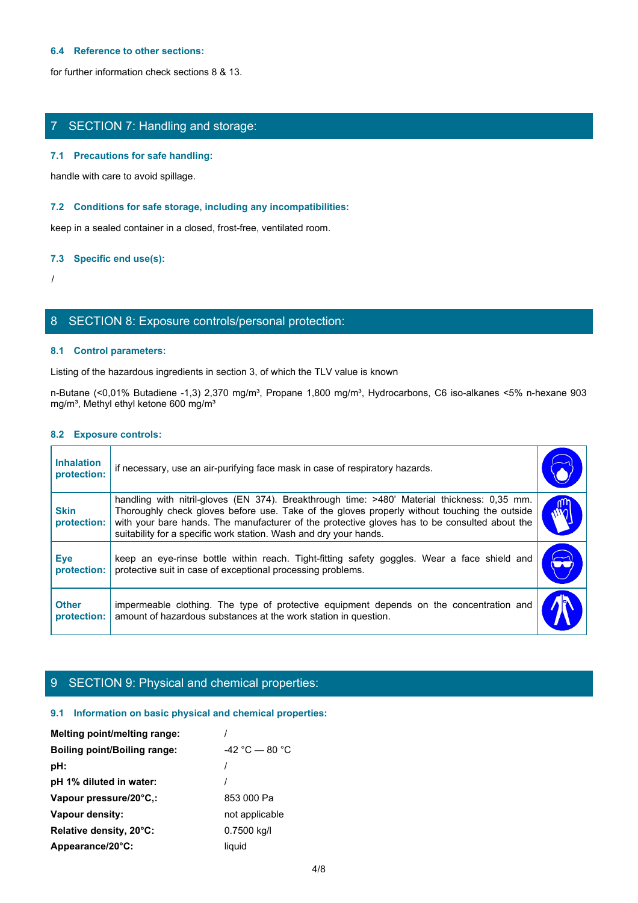### 6.4 Reference to other sections:

for further information check sections 8 & 13.

## 7 SECTION 7: Handling and storage:

### 7.1 Precautions for safe handling:

handle with care to avoid spillage.

### 7.2 Conditions for safe storage, including any incompatibilities:

keep in a sealed container in a closed, frost-free, ventilated room.

### 7.3 Specific end use(s):

/

## 8 SECTION 8: Exposure controls/personal protection:

### 8.1 Control parameters:

Listing of the hazardous ingredients in section 3, of which the TLV value is known

n-Butane (<0,01% Butadiene -1,3) 2,370 mg/m³, Propane 1,800 mg/m³, Hydrocarbons, C6 iso-alkanes <5% n-hexane 903 mg/m³, Methyl ethyl ketone 600 mg/m³

### 8.2 Exposure controls:

| | | |
|---|---|---|
| **Inhalation protection:** | if necessary, use an air-purifying face mask in case of respiratory hazards. | |
| **Skin protection:** | handling with nitril-gloves (EN 374). Breakthrough time: >480' Material thickness: 0,35 mm. Thoroughly check gloves before use. Take of the gloves properly without touching the outside with your bare hands. The manufacturer of the protective gloves has to be consulted about the suitability for a specific work station. Wash and dry your hands. | |
| **Eye protection:** | keep an eye-rinse bottle within reach. Tight-fitting safety goggles. Wear a face shield and protective suit in case of exceptional processing problems. | |
| **Other protection:** | impermeable clothing. The type of protective equipment depends on the concentration and amount of hazardous substances at the work station in question. | |

## 9 SECTION 9: Physical and chemical properties:

### 9.1 Information on basic physical and chemical properties:

| | |
|---|---|
| **Melting point/melting range:** | / |
| **Boiling point/Boiling range:** | -42 °C — 80 °C |
| **pH:** | / |
| **pH 1% diluted in water:** | / |
| **Vapour pressure/20°C,:** | 853 000 Pa |
| **Vapour density:** | not applicable |
| **Relative density, 20°C:** | 0.7500 kg/l |
| **Appearance/20°C:** | liquid |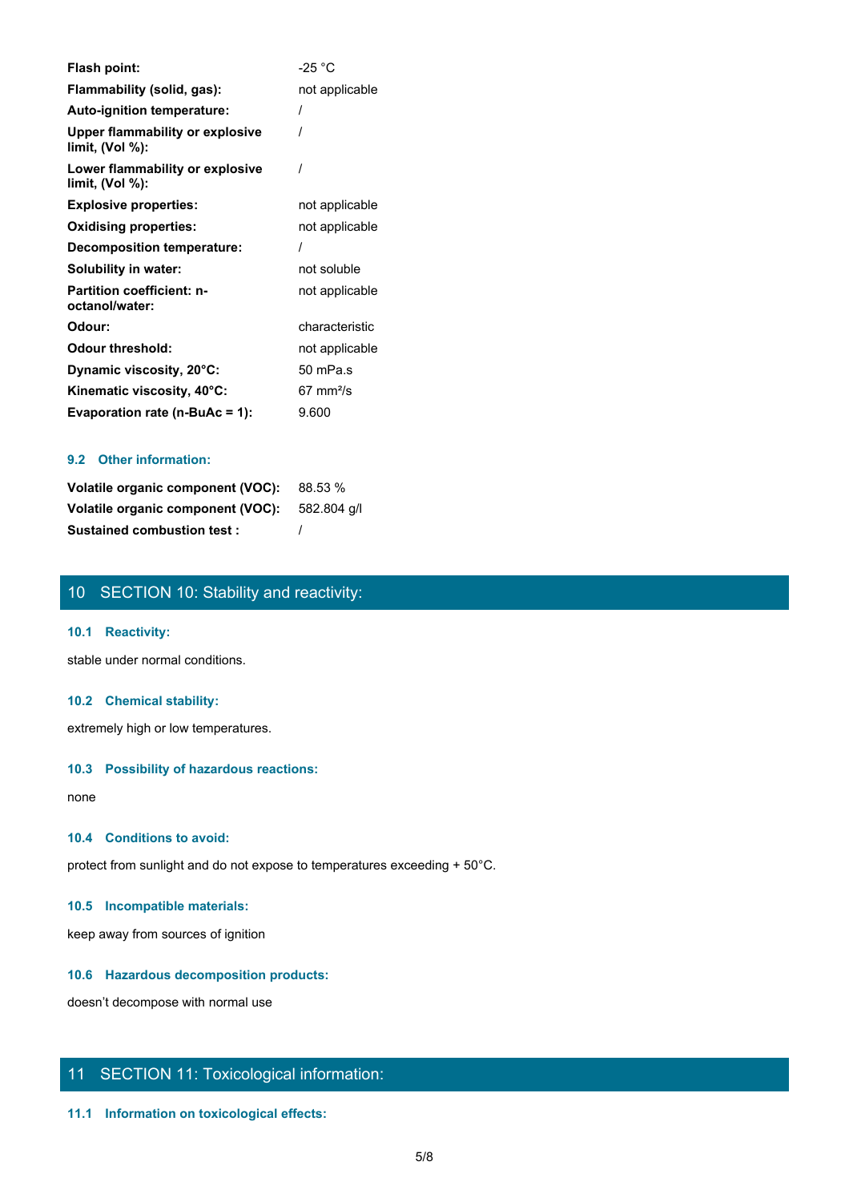| | |
|---|---|
| **Flash point:** | -25 °C |
| **Flammability (solid, gas):** | not applicable |
| **Auto-ignition temperature:** | / |
| **Upper flammability or explosive limit, (Vol %):** | / |
| **Lower flammability or explosive limit, (Vol %):** | / |
| **Explosive properties:** | not applicable |
| **Oxidising properties:** | not applicable |
| **Decomposition temperature:** | / |
| **Solubility in water:** | not soluble |
| **Partition coefficient: n-octanol/water:** | not applicable |
| **Odour:** | characteristic |
| **Odour threshold:** | not applicable |
| **Dynamic viscosity, 20°C:** | 50 mPa.s |
| **Kinematic viscosity, 40°C:** | 67 $mm^2/s$ |
| **Evaporation rate (n-BuAc = 1):** | 9.600 |

### 9.2 Other information:

| | |
|---|---|
| **Volatile organic component (VOC):** | 88.53 % |
| **Volatile organic component (VOC):** | 582.804 g/l |
| **Sustained combustion test :** | / |

## 10 SECTION 10: Stability and reactivity:

### 10.1 Reactivity:

stable under normal conditions.

### 10.2 Chemical stability:

extremely high or low temperatures.

### 10.3 Possibility of hazardous reactions:

none

### 10.4 Conditions to avoid:

protect from sunlight and do not expose to temperatures exceeding + 50°C.

### 10.5 Incompatible materials:

keep away from sources of ignition

### 10.6 Hazardous decomposition products:

doesn't decompose with normal use

## 11 SECTION 11: Toxicological information:

### 11.1 Information on toxicological effects: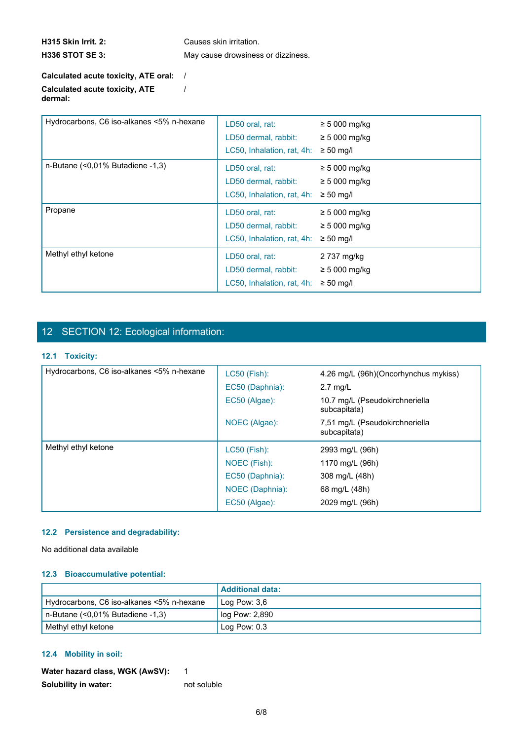**H315 Skin Irrit. 2:** Causes skin irritation.
**H336 STOT SE 3:** May cause drowsiness or dizziness.

**Calculated acute toxicity, ATE oral:** /
**Calculated acute toxicity, ATE dermal:** /

| | | |
|---|---|---|
| Hydrocarbons, C6 iso-alkanes <5% n-hexane | LD50 oral, rat: | ≥ 5 000 mg/kg |
| | LD50 dermal, rabbit: | ≥ 5 000 mg/kg |
| | LC50, Inhalation, rat, 4h: | ≥ 50 mg/l |
| n-Butane (<0,01% Butadiene -1,3) | LD50 oral, rat: | ≥ 5 000 mg/kg |
| | LD50 dermal, rabbit: | ≥ 5 000 mg/kg |
| | LC50, Inhalation, rat, 4h: | ≥ 50 mg/l |
| Propane | LD50 oral, rat: | ≥ 5 000 mg/kg |
| | LD50 dermal, rabbit: | ≥ 5 000 mg/kg |
| | LC50, Inhalation, rat, 4h: | ≥ 50 mg/l |
| Methyl ethyl ketone | LD50 oral, rat: | 2 737 mg/kg |
| | LD50 dermal, rabbit: | ≥ 5 000 mg/kg |
| | LC50, Inhalation, rat, 4h: | ≥ 50 mg/l |

## 12 SECTION 12: Ecological information:

### 12.1 Toxicity:

| | | |
|---|---|---|
| Hydrocarbons, C6 iso-alkanes <5% n-hexane | LC50 (Fish): | 4.26 mg/L (96h)(Oncorhynchus mykiss) |
| | EC50 (Daphnia): | 2.7 mg/L |
| | EC50 (Algae): | 10.7 mg/L (Pseudokirchneriella subcapitata) |
| | NOEC (Algae): | 7,51 mg/L (Pseudokirchneriella subcapitata) |
| Methyl ethyl ketone | LC50 (Fish): | 2993 mg/L (96h) |
| | NOEC (Fish): | 1170 mg/L (96h) |
| | EC50 (Daphnia): | 308 mg/L (48h) |
| | NOEC (Daphnia): | 68 mg/L (48h) |
| | EC50 (Algae): | 2029 mg/L (96h) |

### 12.2 Persistence and degradability:

No additional data available

### 12.3 Bioaccumulative potential:

| | Additional data: |
|---|---|
| Hydrocarbons, C6 iso-alkanes <5% n-hexane | Log Pow: 3,6 |
| n-Butane (<0,01% Butadiene -1,3) | log Pow: 2,890 |
| Methyl ethyl ketone | Log Pow: 0.3 |

### 12.4 Mobility in soil:

**Water hazard class, WGK (AwSV):** 1
**Solubility in water:** not soluble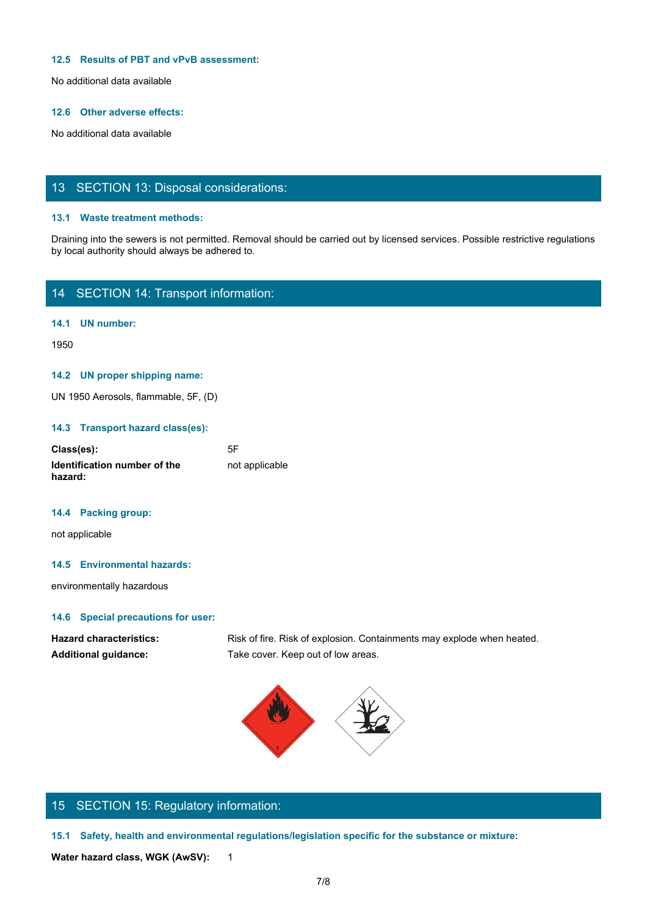### 12.5 Results of PBT and vPvB assessment:

No additional data available

### 12.6 Other adverse effects:

No additional data available

## 13 SECTION 13: Disposal considerations:

### 13.1 Waste treatment methods:

Draining into the sewers is not permitted. Removal should be carried out by licensed services. Possible restrictive regulations by local authority should always be adhered to.

## 14 SECTION 14: Transport information:

### 14.1 UN number:

1950

### 14.2 UN proper shipping name:

UN 1950 Aerosols, flammable, 5F, (D)

### 14.3 Transport hazard class(es):

| | |
|---|---|
| **Class(es):** | 5F |
| **Identification number of the hazard:** | not applicable |

### 14.4 Packing group:

not applicable

### 14.5 Environmental hazards:

environmentally hazardous

### 14.6 Special precautions for user:

| | |
|---|---|
| **Hazard characteristics:** | Risk of fire. Risk of explosion. Containments may explode when heated. |
| **Additional guidance:** | Take cover. Keep out of low areas. |

## 15 SECTION 15: Regulatory information:

### 15.1 Safety, health and environmental regulations/legislation specific for the substance or mixture:

**Water hazard class, WGK (AwSV):** 1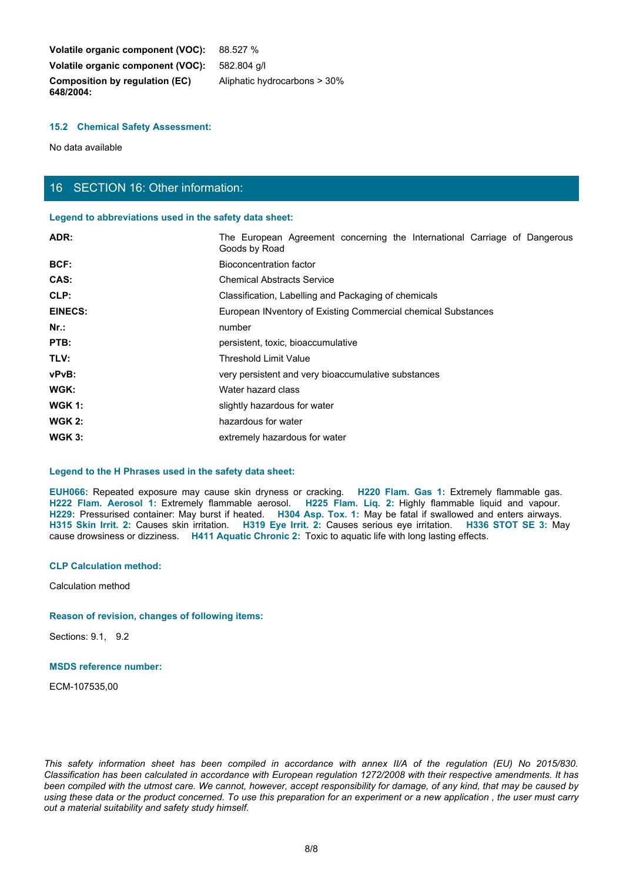| | |
|---|---|
| **Volatile organic component (VOC):** | 88.527 % |
| **Volatile organic component (VOC):** | 582.804 g/l |
| **Composition by regulation (EC) 648/2004:** | Aliphatic hydrocarbons > 30% |

### 15.2 Chemical Safety Assessment:

No data available

## 16 SECTION 16: Other information:

### Legend to abbreviations used in the safety data sheet:

| | |
|---|---|
| **ADR:** | The European Agreement concerning the International Carriage of Dangerous Goods by Road |
| **BCF:** | Bioconcentration factor |
| **CAS:** | Chemical Abstracts Service |
| **CLP:** | Classification, Labelling and Packaging of chemicals |
| **EINECS:** | European INventory of Existing Commercial chemical Substances |
| **Nr.:** | number |
| **PTB:** | persistent, toxic, bioaccumulative |
| **TLV:** | Threshold Limit Value |
| **vPvB:** | very persistent and very bioaccumulative substances |
| **WGK:** | Water hazard class |
| **WGK 1:** | slightly hazardous for water |
| **WGK 2:** | hazardous for water |
| **WGK 3:** | extremely hazardous for water |

### Legend to the H Phrases used in the safety data sheet:

**EUH066:** Repeated exposure may cause skin dryness or cracking. **H220 Flam. Gas 1:** Extremely flammable gas. **H222 Flam. Aerosol 1:** Extremely flammable aerosol. **H225 Flam. Liq. 2:** Highly flammable liquid and vapour. **H229:** Pressurised container: May burst if heated. **H304 Asp. Tox. 1:** May be fatal if swallowed and enters airways. **H315 Skin Irrit. 2:** Causes skin irritation. **H319 Eye Irrit. 2:** Causes serious eye irritation. **H336 STOT SE 3:** May cause drowsiness or dizziness. **H411 Aquatic Chronic 2:** Toxic to aquatic life with long lasting effects.

### CLP Calculation method:

Calculation method

### Reason of revision, changes of following items:

Sections: 9.1, 9.2

### MSDS reference number:

ECM-107535,00

*This safety information sheet has been compiled in accordance with annex II/A of the regulation (EU) No 2015/830. Classification has been calculated in accordance with European regulation 1272/2008 with their respective amendments. It has been compiled with the utmost care. We cannot, however, accept responsibility for damage, of any kind, that may be caused by using these data or the product concerned. To use this preparation for an experiment or a new application , the user must carry out a material suitability and safety study himself.*